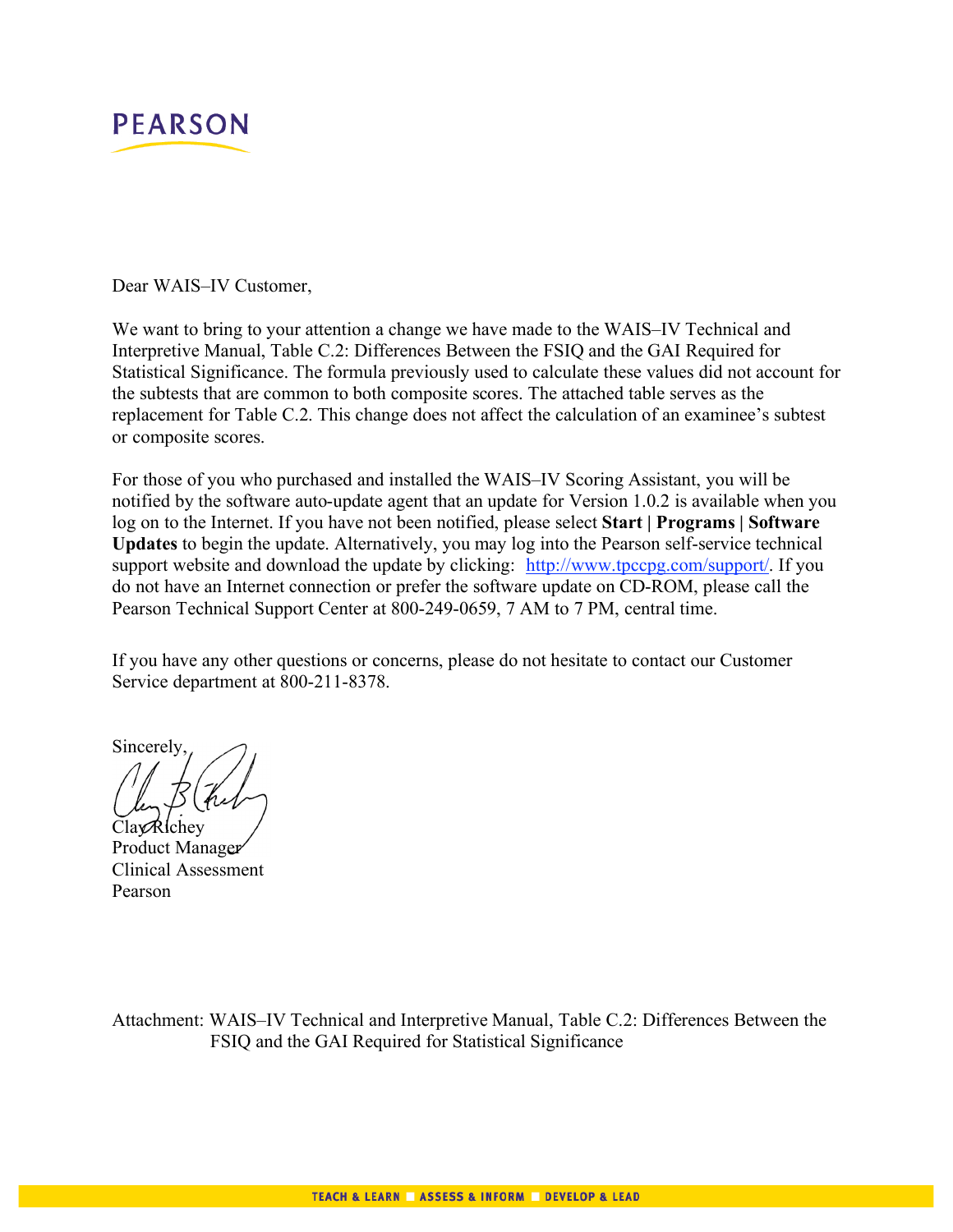PEARSON

Dear WAIS–IV Customer,

We want to bring to your attention a change we have made to the WAIS–IV Technical and Interpretive Manual, Table C.2: Differences Between the FSIQ and the GAI Required for Statistical Significance. The formula previously used to calculate these values did not account for the subtests that are common to both composite scores. The attached table serves as the replacement for Table C.2. This change does not affect the calculation of an examinee's subtest or composite scores.

For those of you who purchased and installed the WAIS–IV Scoring Assistant, you will be notified by the software auto-update agent that an update for Version 1.0.2 is available when you log on to the Internet. If you have not been notified, please select **Start | Programs | Software Updates** to begin the update. Alternatively, you may log into the Pearson self-service technical support website and download the update by clicking: http://www.tpccpg.com/support/. If you do not have an Internet connection or prefer the software update on CD-ROM, please call the Pearson Technical Support Center at 800-249-0659, 7 AM to 7 PM, central time.

If you have any other questions or concerns, please do not hesitate to contact our Customer Service department at 800-211-8378.

Sincerely,

Clay Richey
Product Manager
Clinical Assessment
Pearson

Attachment: WAIS–IV Technical and Interpretive Manual, Table C.2: Differences Between the FSIQ and the GAI Required for Statistical Significance

TEACH & LEARN ASSESS & INFORM DEVELOP & LEAD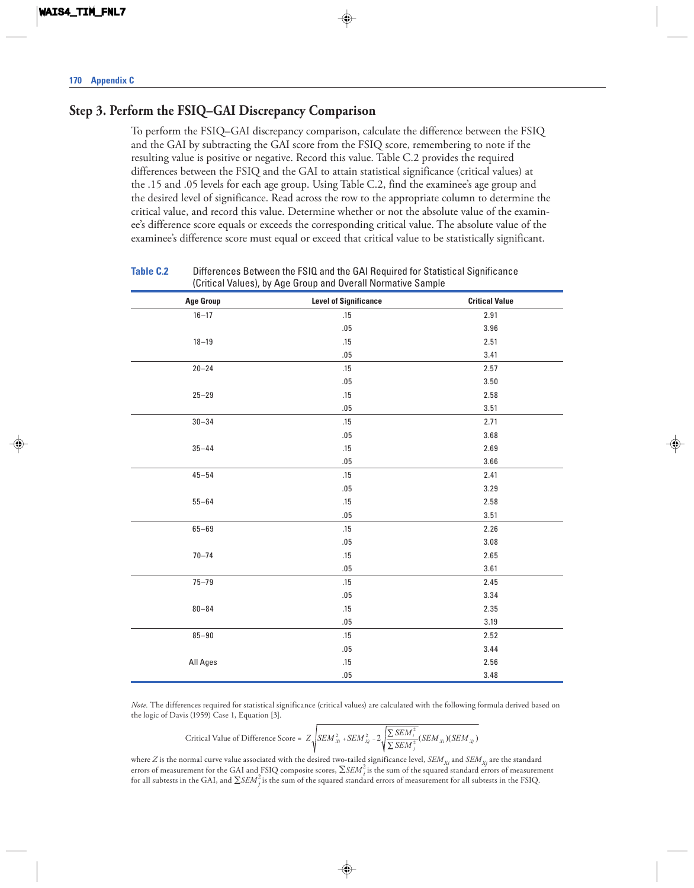## Step 3. Perform the FSIQ–GAI Discrepancy Comparison

To perform the FSIQ–GAI discrepancy comparison, calculate the difference between the FSIQ and the GAI by subtracting the GAI score from the FSIQ score, remembering to note if the resulting value is positive or negative. Record this value. Table C.2 provides the required differences between the FSIQ and the GAI to attain statistical significance (critical values) at the .15 and .05 levels for each age group. Using Table C.2, find the examinee's age group and the desired level of significance. Read across the row to the appropriate column to determine the critical value, and record this value. Determine whether or not the absolute value of the examinee's difference score equals or exceeds the corresponding critical value. The absolute value of the examinee's difference score must equal or exceed that critical value to be statistically significant.

**Table C.2** Differences Between the FSIQ and the GAI Required for Statistical Significance (Critical Values), by Age Group and Overall Normative Sample

| Age Group | Level of Significance | Critical Value |
|---|---|---|
| 16–17 | .15 | 2.91 |
| | .05 | 3.96 |
| 18–19 | .15 | 2.51 |
| | .05 | 3.41 |
| 20–24 | .15 | 2.57 |
| | .05 | 3.50 |
| 25–29 | .15 | 2.58 |
| | .05 | 3.51 |
| 30–34 | .15 | 2.71 |
| | .05 | 3.68 |
| 35–44 | .15 | 2.69 |
| | .05 | 3.66 |
| 45–54 | .15 | 2.41 |
| | .05 | 3.29 |
| 55–64 | .15 | 2.58 |
| | .05 | 3.51 |
| 65–69 | .15 | 2.26 |
| | .05 | 3.08 |
| 70–74 | .15 | 2.65 |
| | .05 | 3.61 |
| 75–79 | .15 | 2.45 |
| | .05 | 3.34 |
| 80–84 | .15 | 2.35 |
| | .05 | 3.19 |
| 85–90 | .15 | 2.52 |
| | .05 | 3.44 |
| All Ages | .15 | 2.56 |
| | .05 | 3.48 |

*Note.* The differences required for statistical significance (critical values) are calculated with the following formula derived based on the logic of Davis (1959) Case 1, Equation [3].

$$\text{Critical Value of Difference Score} = Z\sqrt{SEM_{Xi}^2 + SEM_{Xj}^2 - 2\sqrt{\frac{\sum SEM_i^2}{\sum SEM_j^2}}(SEM_{Xi})(SEM_{Xj})}$$

where $Z$ is the normal curve value associated with the desired two-tailed significance level, $SEM_{Xi}$ and $SEM_{Xj}$ are the standard errors of measurement for the GAI and FSIQ composite scores, $\sum SEM_i^2$ is the sum of the squared standard errors of measurement for all subtests in the GAI, and $\sum SEM_j^2$ is the sum of the squared standard errors of measurement for all subtests in the FSIQ.